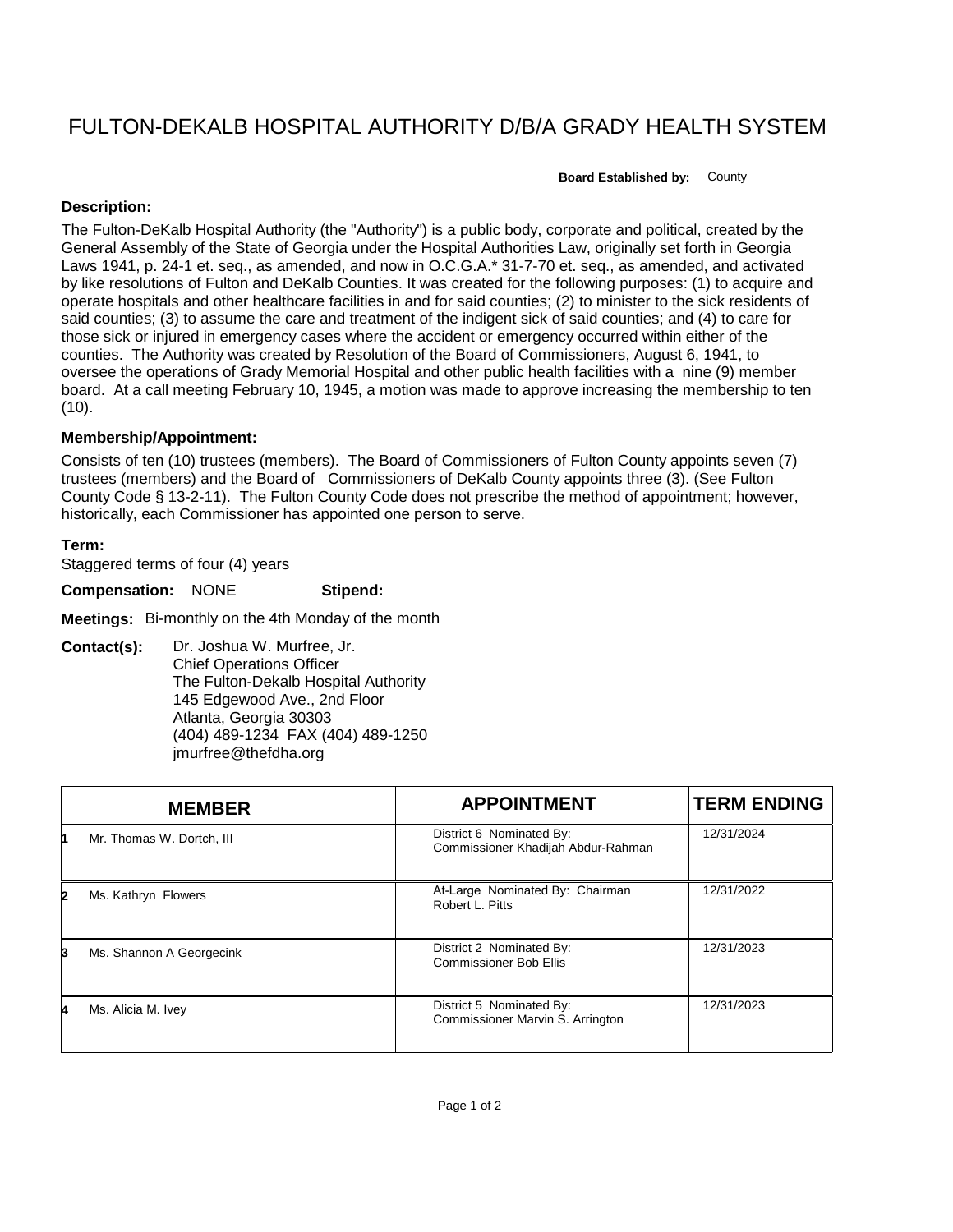# FULTON-DEKALB HOSPITAL AUTHORITY D/B/A GRADY HEALTH SYSTEM

**Board Established by:** County

**Description:**

The Fulton-DeKalb Hospital Authority (the "Authority") is a public body, corporate and political, created by the General Assembly of the State of Georgia under the Hospital Authorities Law, originally set forth in Georgia Laws 1941, p. 24-1 et. seq., as amended, and now in O.C.G.A.* 31-7-70 et. seq., as amended, and activated by like resolutions of Fulton and DeKalb Counties. It was created for the following purposes: (1) to acquire and operate hospitals and other healthcare facilities in and for said counties; (2) to minister to the sick residents of said counties; (3) to assume the care and treatment of the indigent sick of said counties; and (4) to care for those sick or injured in emergency cases where the accident or emergency occurred within either of the counties. The Authority was created by Resolution of the Board of Commissioners, August 6, 1941, to oversee the operations of Grady Memorial Hospital and other public health facilities with a nine (9) member board. At a call meeting February 10, 1945, a motion was made to approve increasing the membership to ten (10).

**Membership/Appointment:**

Consists of ten (10) trustees (members). The Board of Commissioners of Fulton County appoints seven (7) trustees (members) and the Board of Commissioners of DeKalb County appoints three (3). (See Fulton County Code § 13-2-11). The Fulton County Code does not prescribe the method of appointment; however, historically, each Commissioner has appointed one person to serve.

**Term:**

Staggered terms of four (4) years

**Compensation:** NONE **Stipend:**

**Meetings:** Bi-monthly on the 4th Monday of the month

**Contact(s):** Dr. Joshua W. Murfree, Jr.
Chief Operations Officer
The Fulton-Dekalb Hospital Authority
145 Edgewood Ave., 2nd Floor
Atlanta, Georgia 30303
(404) 489-1234 FAX (404) 489-1250
jmurfree@thefdha.org

| | MEMBER | APPOINTMENT | TERM ENDING |
|---|---|---|---|
| 1 | Mr. Thomas W. Dortch, III | District 6 Nominated By: Commissioner Khadijah Abdur-Rahman | 12/31/2024 |
| 2 | Ms. Kathryn Flowers | At-Large Nominated By: Chairman Robert L. Pitts | 12/31/2022 |
| 3 | Ms. Shannon A Georgecink | District 2 Nominated By: Commissioner Bob Ellis | 12/31/2023 |
| 4 | Ms. Alicia M. Ivey | District 5 Nominated By: Commissioner Marvin S. Arrington | 12/31/2023 |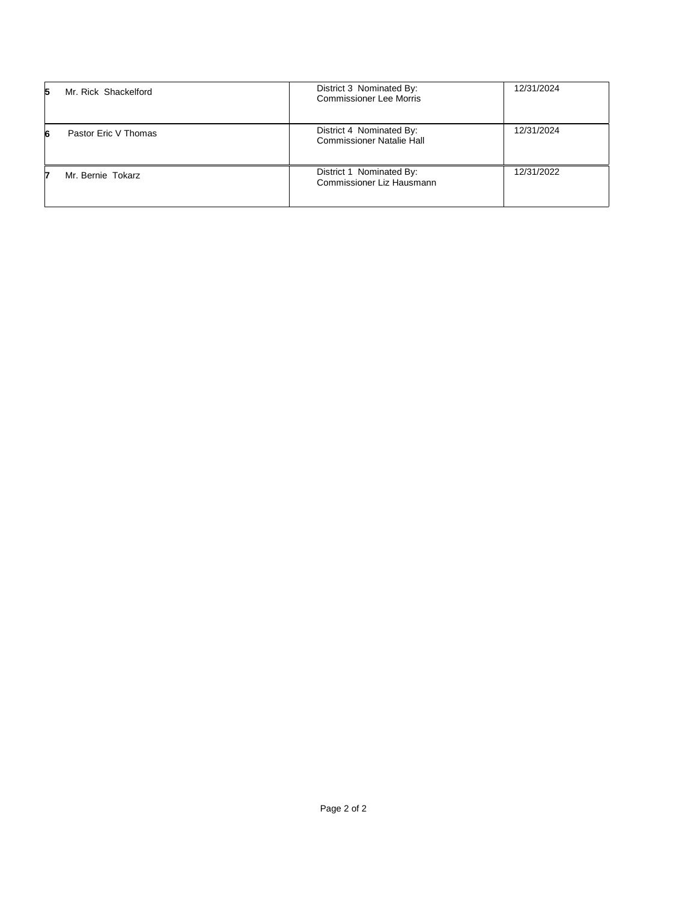| | | | |
|---|---|---|---|
| **5** | Mr. Rick Shackelford | District 3 Nominated By: Commissioner Lee Morris | 12/31/2024 |
| **6** | Pastor Eric V Thomas | District 4 Nominated By: Commissioner Natalie Hall | 12/31/2024 |
| **7** | Mr. Bernie Tokarz | District 1 Nominated By: Commissioner Liz Hausmann | 12/31/2022 |